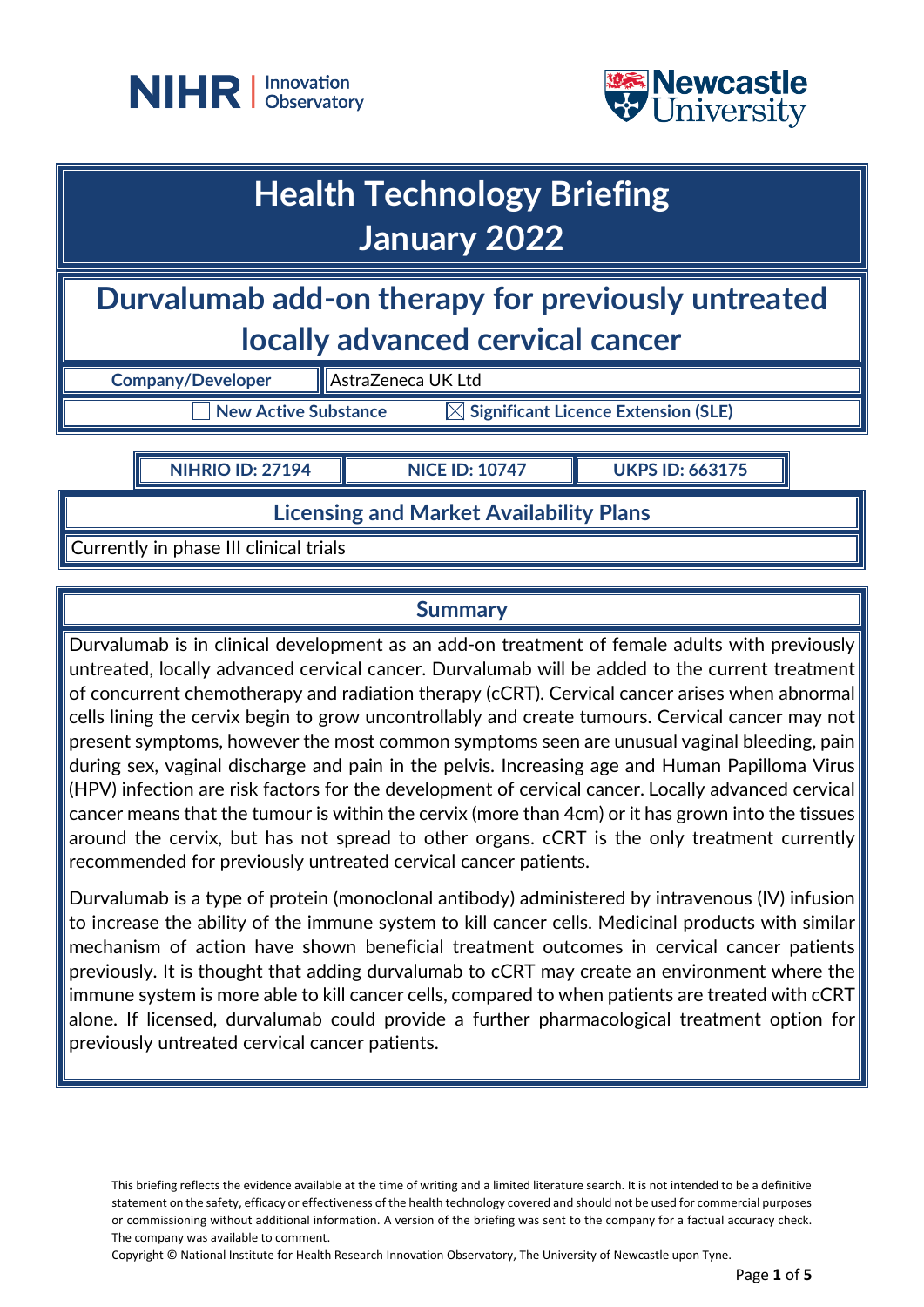NIHR | Innovation Observatory

Newcastle University

# Health Technology Briefing
# January 2022

## Durvalumab add-on therapy for previously untreated locally advanced cervical cancer

| Company/Developer | AstraZeneca UK Ltd |
|---|---|

☐ New Active Substance ☒ Significant Licence Extension (SLE)

| NIHRIO ID: 27194 | NICE ID: 10747 | UKPS ID: 663175 |
|---|---|---|

### Licensing and Market Availability Plans

Currently in phase III clinical trials

### Summary

Durvalumab is in clinical development as an add-on treatment of female adults with previously untreated, locally advanced cervical cancer. Durvalumab will be added to the current treatment of concurrent chemotherapy and radiation therapy (cCRT). Cervical cancer arises when abnormal cells lining the cervix begin to grow uncontrollably and create tumours. Cervical cancer may not present symptoms, however the most common symptoms seen are unusual vaginal bleeding, pain during sex, vaginal discharge and pain in the pelvis. Increasing age and Human Papilloma Virus (HPV) infection are risk factors for the development of cervical cancer. Locally advanced cervical cancer means that the tumour is within the cervix (more than 4cm) or it has grown into the tissues around the cervix, but has not spread to other organs. cCRT is the only treatment currently recommended for previously untreated cervical cancer patients.

Durvalumab is a type of protein (monoclonal antibody) administered by intravenous (IV) infusion to increase the ability of the immune system to kill cancer cells. Medicinal products with similar mechanism of action have shown beneficial treatment outcomes in cervical cancer patients previously. It is thought that adding durvalumab to cCRT may create an environment where the immune system is more able to kill cancer cells, compared to when patients are treated with cCRT alone. If licensed, durvalumab could provide a further pharmacological treatment option for previously untreated cervical cancer patients.

This briefing reflects the evidence available at the time of writing and a limited literature search. It is not intended to be a definitive statement on the safety, efficacy or effectiveness of the health technology covered and should not be used for commercial purposes or commissioning without additional information. A version of the briefing was sent to the company for a factual accuracy check. The company was available to comment.

Copyright © National Institute for Health Research Innovation Observatory, The University of Newcastle upon Tyne.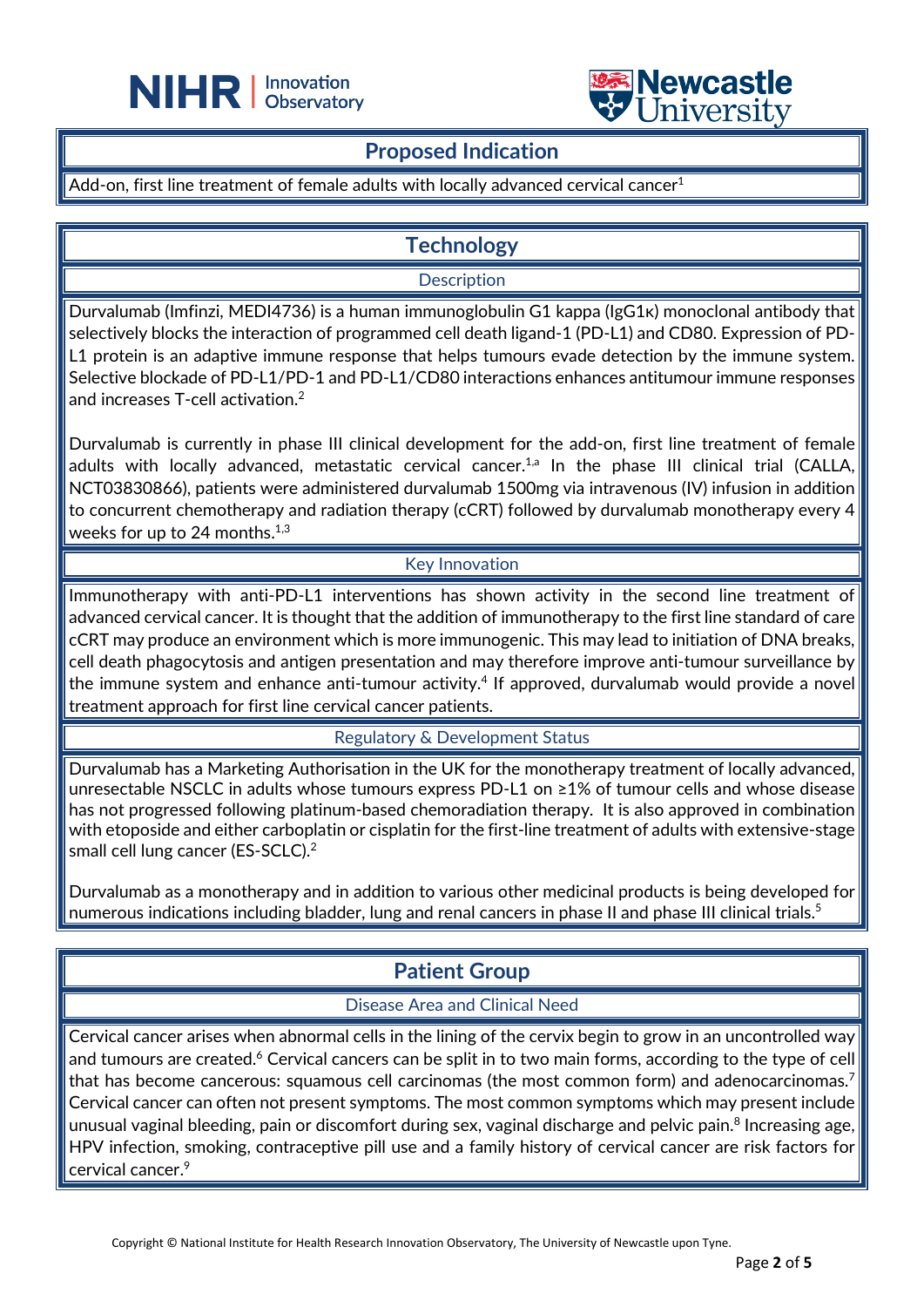## Proposed Indication

Add-on, first line treatment of female adults with locally advanced cervical cancer[1]

## Technology

### Description

Durvalumab (Imfinzi, MEDI4736) is a human immunoglobulin G1 kappa (IgG1κ) monoclonal antibody that selectively blocks the interaction of programmed cell death ligand-1 (PD-L1) and CD80. Expression of PD-L1 protein is an adaptive immune response that helps tumours evade detection by the immune system. Selective blockade of PD-L1/PD-1 and PD-L1/CD80 interactions enhances antitumour immune responses and increases T-cell activation.[2]

Durvalumab is currently in phase III clinical development for the add-on, first line treatment of female adults with locally advanced, metastatic cervical cancer.[1,a] In the phase III clinical trial (CALLA, NCT03830866), patients were administered durvalumab 1500mg via intravenous (IV) infusion in addition to concurrent chemotherapy and radiation therapy (cCRT) followed by durvalumab monotherapy every 4 weeks for up to 24 months.[1,3]

### Key Innovation

Immunotherapy with anti-PD-L1 interventions has shown activity in the second line treatment of advanced cervical cancer. It is thought that the addition of immunotherapy to the first line standard of care cCRT may produce an environment which is more immunogenic. This may lead to initiation of DNA breaks, cell death phagocytosis and antigen presentation and may therefore improve anti-tumour surveillance by the immune system and enhance anti-tumour activity.[4] If approved, durvalumab would provide a novel treatment approach for first line cervical cancer patients.

### Regulatory & Development Status

Durvalumab has a Marketing Authorisation in the UK for the monotherapy treatment of locally advanced, unresectable NSCLC in adults whose tumours express PD-L1 on ≥1% of tumour cells and whose disease has not progressed following platinum-based chemoradiation therapy. It is also approved in combination with etoposide and either carboplatin or cisplatin for the first-line treatment of adults with extensive-stage small cell lung cancer (ES-SCLC).[2]

Durvalumab as a monotherapy and in addition to various other medicinal products is being developed for numerous indications including bladder, lung and renal cancers in phase II and phase III clinical trials.[5]

## Patient Group

### Disease Area and Clinical Need

Cervical cancer arises when abnormal cells in the lining of the cervix begin to grow in an uncontrolled way and tumours are created.[6] Cervical cancers can be split in to two main forms, according to the type of cell that has become cancerous: squamous cell carcinomas (the most common form) and adenocarcinomas.[7] Cervical cancer can often not present symptoms. The most common symptoms which may present include unusual vaginal bleeding, pain or discomfort during sex, vaginal discharge and pelvic pain.[8] Increasing age, HPV infection, smoking, contraceptive pill use and a family history of cervical cancer are risk factors for cervical cancer.[9]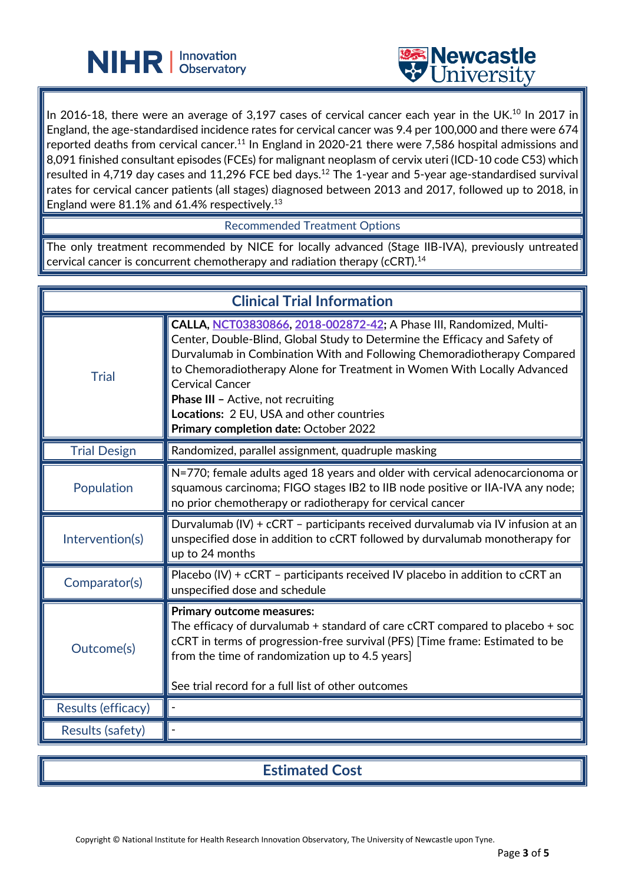In 2016-18, there were an average of 3,197 cases of cervical cancer each year in the UK.[10] In 2017 in England, the age-standardised incidence rates for cervical cancer was 9.4 per 100,000 and there were 674 reported deaths from cervical cancer.[11] In England in 2020-21 there were 7,586 hospital admissions and 8,091 finished consultant episodes (FCEs) for malignant neoplasm of cervix uteri (ICD-10 code C53) which resulted in 4,719 day cases and 11,296 FCE bed days.[12] The 1-year and 5-year age-standardised survival rates for cervical cancer patients (all stages) diagnosed between 2013 and 2017, followed up to 2018, in England were 81.1% and 61.4% respectively.[13]

## Recommended Treatment Options

The only treatment recommended by NICE for locally advanced (Stage IIB-IVA), previously untreated cervical cancer is concurrent chemotherapy and radiation therapy (cCRT).[14]

## Clinical Trial Information

| | |
|---|---|
| Trial | **CALLA, NCT03830866, 2018-002872-42;** A Phase III, Randomized, Multi-Center, Double-Blind, Global Study to Determine the Efficacy and Safety of Durvalumab in Combination With and Following Chemoradiotherapy Compared to Chemoradiotherapy Alone for Treatment in Women With Locally Advanced Cervical Cancer<br>**Phase III –** Active, not recruiting<br>**Locations:** 2 EU, USA and other countries<br>**Primary completion date:** October 2022 |
| Trial Design | Randomized, parallel assignment, quadruple masking |
| Population | N=770; female adults aged 18 years and older with cervical adenocarcionoma or squamous carcinoma; FIGO stages IB2 to IIB node positive or IIA-IVA any node; no prior chemotherapy or radiotherapy for cervical cancer |
| Intervention(s) | Durvalumab (IV) + cCRT – participants received durvalumab via IV infusion at an unspecified dose in addition to cCRT followed by durvalumab monotherapy for up to 24 months |
| Comparator(s) | Placebo (IV) + cCRT – participants received IV placebo in addition to cCRT an unspecified dose and schedule |
| Outcome(s) | **Primary outcome measures:**<br>The efficacy of durvalumab + standard of care cCRT compared to placebo + soc cCRT in terms of progression-free survival (PFS) [Time frame: Estimated to be from the time of randomization up to 4.5 years]<br><br>See trial record for a full list of other outcomes |
| Results (efficacy) | - |
| Results (safety) | - |

## Estimated Cost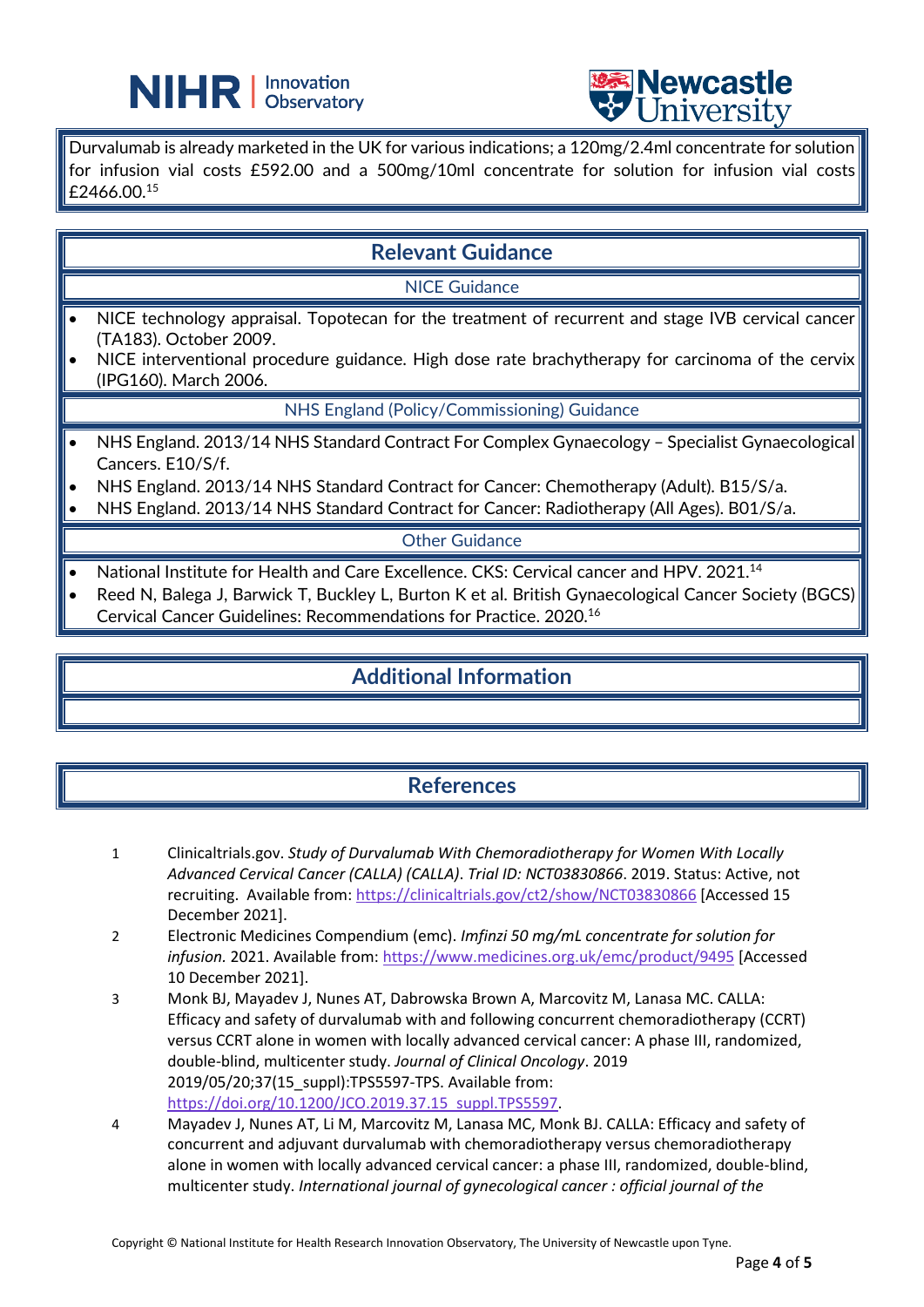Durvalumab is already marketed in the UK for various indications; a 120mg/2.4ml concentrate for solution for infusion vial costs £592.00 and a 500mg/10ml concentrate for solution for infusion vial costs £2466.00.[15]

## Relevant Guidance

### NICE Guidance

- NICE technology appraisal. Topotecan for the treatment of recurrent and stage IVB cervical cancer (TA183). October 2009.
- NICE interventional procedure guidance. High dose rate brachytherapy for carcinoma of the cervix (IPG160). March 2006.

### NHS England (Policy/Commissioning) Guidance

- NHS England. 2013/14 NHS Standard Contract For Complex Gynaecology – Specialist Gynaecological Cancers. E10/S/f.
- NHS England. 2013/14 NHS Standard Contract for Cancer: Chemotherapy (Adult). B15/S/a.
- NHS England. 2013/14 NHS Standard Contract for Cancer: Radiotherapy (All Ages). B01/S/a.

### Other Guidance

- National Institute for Health and Care Excellence. CKS: Cervical cancer and HPV. 2021.[14]
- Reed N, Balega J, Barwick T, Buckley L, Burton K et al. British Gynaecological Cancer Society (BGCS) Cervical Cancer Guidelines: Recommendations for Practice. 2020.[16]

## Additional Information

## References

1. Clinicaltrials.gov. *Study of Durvalumab With Chemoradiotherapy for Women With Locally Advanced Cervical Cancer (CALLA) (CALLA). Trial ID: NCT03830866*. 2019. Status: Active, not recruiting. Available from: https://clinicaltrials.gov/ct2/show/NCT03830866 [Accessed 15 December 2021].
2. Electronic Medicines Compendium (emc). *Imfinzi 50 mg/mL concentrate for solution for infusion.* 2021. Available from: https://www.medicines.org.uk/emc/product/9495 [Accessed 10 December 2021].
3. Monk BJ, Mayadev J, Nunes AT, Dabrowska Brown A, Marcovitz M, Lanasa MC. CALLA: Efficacy and safety of durvalumab with and following concurrent chemoradiotherapy (CCRT) versus CCRT alone in women with locally advanced cervical cancer: A phase III, randomized, double-blind, multicenter study. *Journal of Clinical Oncology*. 2019 2019/05/20;37(15_suppl):TPS5597-TPS. Available from: https://doi.org/10.1200/JCO.2019.37.15_suppl.TPS5597.
4. Mayadev J, Nunes AT, Li M, Marcovitz M, Lanasa MC, Monk BJ. CALLA: Efficacy and safety of concurrent and adjuvant durvalumab with chemoradiotherapy versus chemoradiotherapy alone in women with locally advanced cervical cancer: a phase III, randomized, double-blind, multicenter study. *International journal of gynecological cancer : official journal of the*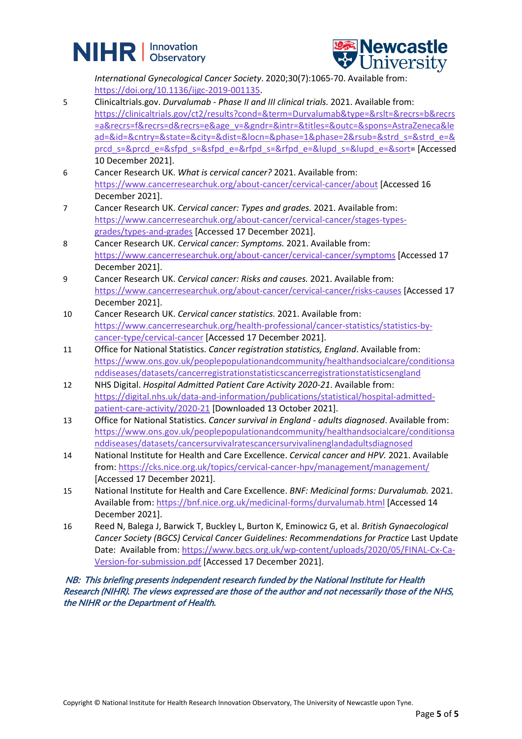*International Gynecological Cancer Society*. 2020;30(7):1065-70. Available from: https://doi.org/10.1136/ijgc-2019-001135.

5. Clinicaltrials.gov. *Durvalumab - Phase II and III clinical trials.* 2021. Available from: https://clinicaltrials.gov/ct2/results?cond=&term=Durvalumab&type=&rslt=&recrs=b&recrs=a&recrs=f&recrs=d&recrs=e&age_v=&gndr=&intr=&titles=&outc=&spons=AstraZeneca&lead=&id=&cntry=&state=&city=&dist=&locn=&phase=1&phase=2&rsub=&strd_s=&strd_e=&prcd_s=&prcd_e=&sfpd_s=&sfpd_e=&rfpd_s=&rfpd_e=&lupd_s=&lupd_e=&sort= [Accessed 10 December 2021].
6. Cancer Research UK. *What is cervical cancer?* 2021. Available from: https://www.cancerresearchuk.org/about-cancer/cervical-cancer/about [Accessed 16 December 2021].
7. Cancer Research UK. *Cervical cancer: Types and grades.* 2021. Available from: https://www.cancerresearchuk.org/about-cancer/cervical-cancer/stages-types-grades/types-and-grades [Accessed 17 December 2021].
8. Cancer Research UK. *Cervical cancer: Symptoms.* 2021. Available from: https://www.cancerresearchuk.org/about-cancer/cervical-cancer/symptoms [Accessed 17 December 2021].
9. Cancer Research UK. *Cervical cancer: Risks and causes.* 2021. Available from: https://www.cancerresearchuk.org/about-cancer/cervical-cancer/risks-causes [Accessed 17 December 2021].
10. Cancer Research UK. *Cervical cancer statistics.* 2021. Available from: https://www.cancerresearchuk.org/health-professional/cancer-statistics/statistics-by-cancer-type/cervical-cancer [Accessed 17 December 2021].
11. Office for National Statistics. *Cancer registration statistics, England*. Available from: https://www.ons.gov.uk/peoplepopulationandcommunity/healthandsocialcare/conditionsanddiseases/datasets/cancerregistrationstatisticscancerregistrationstatisticsengland
12. NHS Digital. *Hospital Admitted Patient Care Activity 2020-21*. Available from: https://digital.nhs.uk/data-and-information/publications/statistical/hospital-admitted-patient-care-activity/2020-21 [Downloaded 13 October 2021].
13. Office for National Statistics. *Cancer survival in England - adults diagnosed*. Available from: https://www.ons.gov.uk/peoplepopulationandcommunity/healthandsocialcare/conditionsanddiseases/datasets/cancersurvivalratescancersurvivalinenglandadultsdiagnosed
14. National Institute for Health and Care Excellence. *Cervical cancer and HPV.* 2021. Available from: https://cks.nice.org.uk/topics/cervical-cancer-hpv/management/management/ [Accessed 17 December 2021].
15. National Institute for Health and Care Excellence. *BNF: Medicinal forms: Durvalumab.* 2021. Available from: https://bnf.nice.org.uk/medicinal-forms/durvalumab.html [Accessed 14 December 2021].
16. Reed N, Balega J, Barwick T, Buckley L, Burton K, Eminowicz G, et al. *British Gynaecological Cancer Society (BGCS) Cervical Cancer Guidelines: Recommendations for Practice* Last Update Date: Available from: https://www.bgcs.org.uk/wp-content/uploads/2020/05/FINAL-Cx-Ca-Version-for-submission.pdf [Accessed 17 December 2021].

***NB: This briefing presents independent research funded by the National Institute for Health Research (NIHR). The views expressed are those of the author and not necessarily those of the NHS, the NIHR or the Department of Health.***

Copyright © National Institute for Health Research Innovation Observatory, The University of Newcastle upon Tyne.